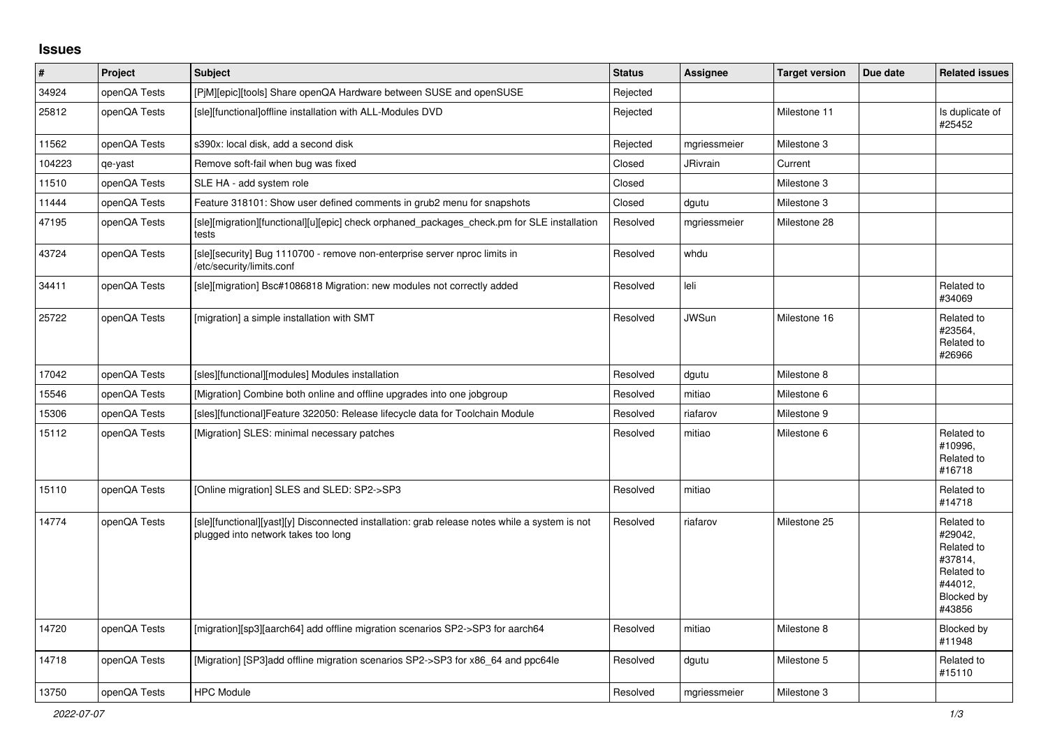# Issues

| # | Project | Subject | Status | Assignee | Target version | Due date | Related issues |
|---|---|---|---|---|---|---|---|
| 34924 | openQA Tests | [PjM][epic][tools] Share openQA Hardware between SUSE and openSUSE | Rejected | | | | |
| 25812 | openQA Tests | [sle][functional]offline installation with ALL-Modules DVD | Rejected | | Milestone 11 | | Is duplicate of #25452 |
| 11562 | openQA Tests | s390x: local disk, add a second disk | Rejected | mgriessmeier | Milestone 3 | | |
| 104223 | qe-yast | Remove soft-fail when bug was fixed | Closed | JRivrain | Current | | |
| 11510 | openQA Tests | SLE HA - add system role | Closed | | Milestone 3 | | |
| 11444 | openQA Tests | Feature 318101: Show user defined comments in grub2 menu for snapshots | Closed | dgutu | Milestone 3 | | |
| 47195 | openQA Tests | [sle][migration][functional][u][epic] check orphaned_packages_check.pm for SLE installation tests | Resolved | mgriessmeier | Milestone 28 | | |
| 43724 | openQA Tests | [sle][security] Bug 1110700 - remove non-enterprise server nproc limits in /etc/security/limits.conf | Resolved | whdu | | | |
| 34411 | openQA Tests | [sle][migration] Bsc#1086818 Migration: new modules not correctly added | Resolved | leli | | | Related to #34069 |
| 25722 | openQA Tests | [migration] a simple installation with SMT | Resolved | JWSun | Milestone 16 | | Related to #23564, Related to #26966 |
| 17042 | openQA Tests | [sles][functional][modules] Modules installation | Resolved | dgutu | Milestone 8 | | |
| 15546 | openQA Tests | [Migration] Combine both online and offline upgrades into one jobgroup | Resolved | mitiao | Milestone 6 | | |
| 15306 | openQA Tests | [sles][functional]Feature 322050: Release lifecycle data for Toolchain Module | Resolved | riafarov | Milestone 9 | | |
| 15112 | openQA Tests | [Migration] SLES: minimal necessary patches | Resolved | mitiao | Milestone 6 | | Related to #10996, Related to #16718 |
| 15110 | openQA Tests | [Online migration] SLES and SLED: SP2->SP3 | Resolved | mitiao | | | Related to #14718 |
| 14774 | openQA Tests | [sle][functional][yast][y] Disconnected installation: grab release notes while a system is not plugged into network takes too long | Resolved | riafarov | Milestone 25 | | Related to #29042, Related to #37814, Related to #44012, Blocked by #43856 |
| 14720 | openQA Tests | [migration][sp3][aarch64] add offline migration scenarios SP2->SP3 for aarch64 | Resolved | mitiao | Milestone 8 | | Blocked by #11948 |
| 14718 | openQA Tests | [Migration] [SP3]add offline migration scenarios SP2->SP3 for x86_64 and ppc64le | Resolved | dgutu | Milestone 5 | | Related to #15110 |
| 13750 | openQA Tests | HPC Module | Resolved | mgriessmeier | Milestone 3 | | |

*2022-07-07*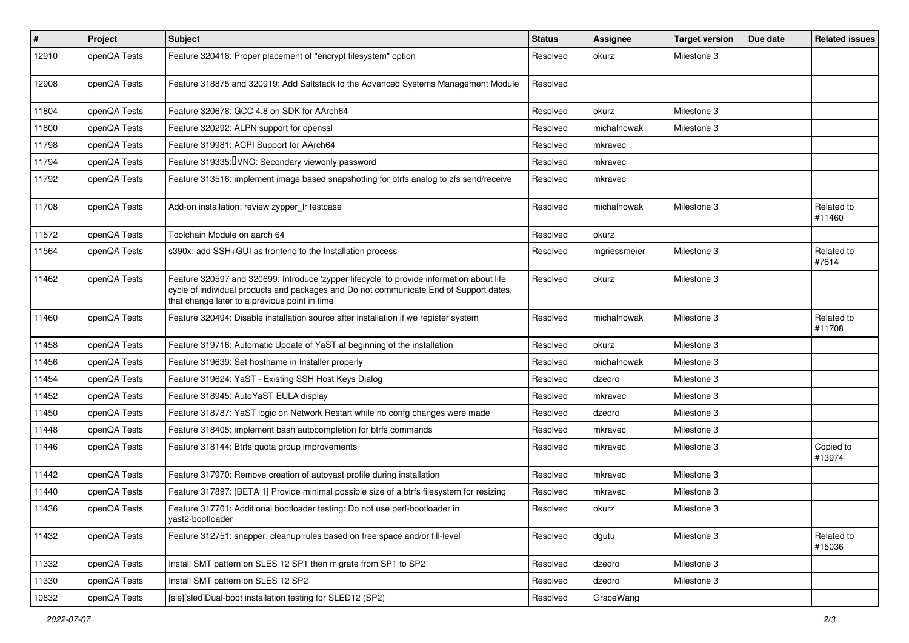| # | Project | Subject | Status | Assignee | Target version | Due date | Related issues |
|---|---|---|---|---|---|---|---|
| 12910 | openQA Tests | Feature 320418: Proper placement of "encrypt filesystem" option | Resolved | okurz | Milestone 3 | | |
| 12908 | openQA Tests | Feature 318875 and 320919: Add Saltstack to the Advanced Systems Management Module | Resolved | | | | |
| 11804 | openQA Tests | Feature 320678: GCC 4.8 on SDK for AArch64 | Resolved | okurz | Milestone 3 | | |
| 11800 | openQA Tests | Feature 320292: ALPN support for openssl | Resolved | michalnowak | Milestone 3 | | |
| 11798 | openQA Tests | Feature 319981: ACPI Support for AArch64 | Resolved | mkravec | | | |
| 11794 | openQA Tests | Feature 319335: VNC: Secondary viewonly password | Resolved | mkravec | | | |
| 11792 | openQA Tests | Feature 313516: implement image based snapshotting for btrfs analog to zfs send/receive | Resolved | mkravec | | | |
| 11708 | openQA Tests | Add-on installation: review zypper_lr testcase | Resolved | michalnowak | Milestone 3 | | Related to #11460 |
| 11572 | openQA Tests | Toolchain Module on aarch 64 | Resolved | okurz | | | |
| 11564 | openQA Tests | s390x: add SSH+GUI as frontend to the Installation process | Resolved | mgriessmeier | Milestone 3 | | Related to #7614 |
| 11462 | openQA Tests | Feature 320597 and 320699: Introduce 'zypper lifecycle' to provide information about life cycle of individual products and packages and Do not communicate End of Support dates, that change later to a previous point in time | Resolved | okurz | Milestone 3 | | |
| 11460 | openQA Tests | Feature 320494: Disable installation source after installation if we register system | Resolved | michalnowak | Milestone 3 | | Related to #11708 |
| 11458 | openQA Tests | Feature 319716: Automatic Update of YaST at beginning of the installation | Resolved | okurz | Milestone 3 | | |
| 11456 | openQA Tests | Feature 319639: Set hostname in Installer properly | Resolved | michalnowak | Milestone 3 | | |
| 11454 | openQA Tests | Feature 319624: YaST - Existing SSH Host Keys Dialog | Resolved | dzedro | Milestone 3 | | |
| 11452 | openQA Tests | Feature 318945: AutoYaST EULA display | Resolved | mkravec | Milestone 3 | | |
| 11450 | openQA Tests | Feature 318787: YaST logic on Network Restart while no confg changes were made | Resolved | dzedro | Milestone 3 | | |
| 11448 | openQA Tests | Feature 318405: implement bash autocompletion for btrfs commands | Resolved | mkravec | Milestone 3 | | |
| 11446 | openQA Tests | Feature 318144: Btrfs quota group improvements | Resolved | mkravec | Milestone 3 | | Copied to #13974 |
| 11442 | openQA Tests | Feature 317970: Remove creation of autoyast profile during installation | Resolved | mkravec | Milestone 3 | | |
| 11440 | openQA Tests | Feature 317897: [BETA 1] Provide minimal possible size of a btrfs filesystem for resizing | Resolved | mkravec | Milestone 3 | | |
| 11436 | openQA Tests | Feature 317701: Additional bootloader testing: Do not use perl-bootloader in yast2-bootloader | Resolved | okurz | Milestone 3 | | |
| 11432 | openQA Tests | Feature 312751: snapper: cleanup rules based on free space and/or fill-level | Resolved | dgutu | Milestone 3 | | Related to #15036 |
| 11332 | openQA Tests | Install SMT pattern on SLES 12 SP1 then migrate from SP1 to SP2 | Resolved | dzedro | Milestone 3 | | |
| 11330 | openQA Tests | Install SMT pattern on SLES 12 SP2 | Resolved | dzedro | Milestone 3 | | |
| 10832 | openQA Tests | [sle][sled]Dual-boot installation testing for SLED12 (SP2) | Resolved | GraceWang | | | |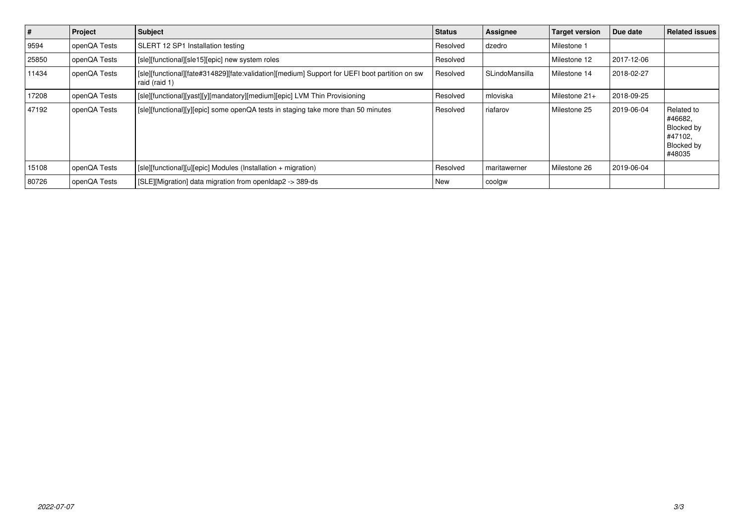| # | Project | Subject | Status | Assignee | Target version | Due date | Related issues |
|---|---|---|---|---|---|---|---|
| 9594 | openQA Tests | SLERT 12 SP1 Installation testing | Resolved | dzedro | Milestone 1 | | |
| 25850 | openQA Tests | [sle][functional][sle15][epic] new system roles | Resolved | | Milestone 12 | 2017-12-06 | |
| 11434 | openQA Tests | [sle][functional][fate#314829][fate:validation][medium] Support for UEFI boot partition on sw raid (raid 1) | Resolved | SLindoMansilla | Milestone 14 | 2018-02-27 | |
| 17208 | openQA Tests | [sle][functional][yast][y][mandatory][medium][epic] LVM Thin Provisioning | Resolved | mloviska | Milestone 21+ | 2018-09-25 | |
| 47192 | openQA Tests | [sle][functional][y][epic] some openQA tests in staging take more than 50 minutes | Resolved | riafarov | Milestone 25 | 2019-06-04 | Related to #46682, Blocked by #47102, Blocked by #48035 |
| 15108 | openQA Tests | [sle][functional][u][epic] Modules (Installation + migration) | Resolved | maritawerner | Milestone 26 | 2019-06-04 | |
| 80726 | openQA Tests | [SLE][Migration] data migration from openldap2 -> 389-ds | New | coolgw | | | |